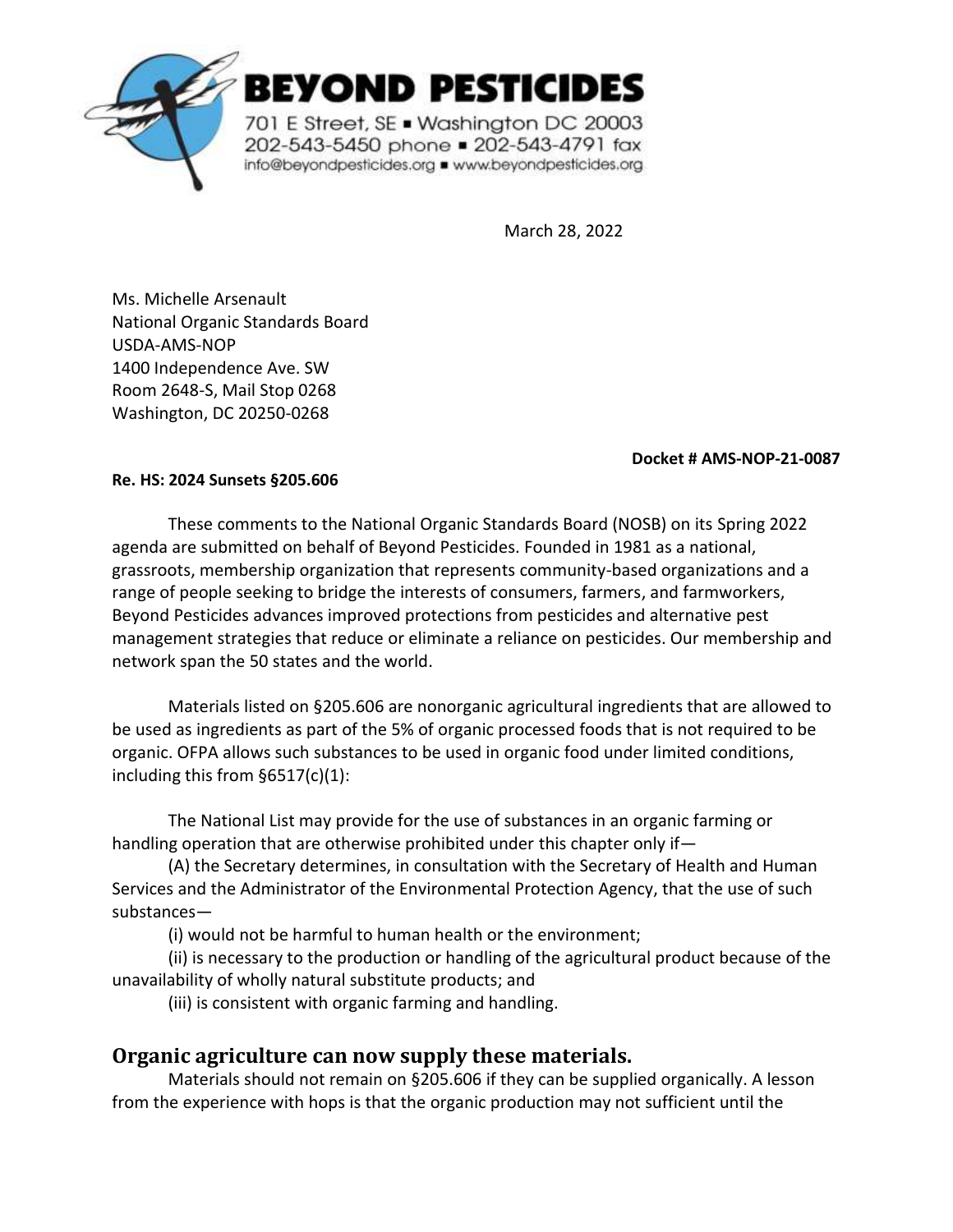# BEYOND PESTICIDES

701 E Street, SE ▪ Washington DC 20003
202-543-5450 phone ▪ 202-543-4791 fax
info@beyondpesticides.org ▪ www.beyondpesticides.org

March 28, 2022

Ms. Michelle Arsenault
National Organic Standards Board
USDA-AMS-NOP
1400 Independence Ave. SW
Room 2648-S, Mail Stop 0268
Washington, DC 20250-0268

**Docket # AMS-NOP-21-0087**

**Re. HS: 2024 Sunsets §205.606**

These comments to the National Organic Standards Board (NOSB) on its Spring 2022 agenda are submitted on behalf of Beyond Pesticides. Founded in 1981 as a national, grassroots, membership organization that represents community-based organizations and a range of people seeking to bridge the interests of consumers, farmers, and farmworkers, Beyond Pesticides advances improved protections from pesticides and alternative pest management strategies that reduce or eliminate a reliance on pesticides. Our membership and network span the 50 states and the world.

Materials listed on §205.606 are nonorganic agricultural ingredients that are allowed to be used as ingredients as part of the 5% of organic processed foods that is not required to be organic. OFPA allows such substances to be used in organic food under limited conditions, including this from §6517(c)(1):

The National List may provide for the use of substances in an organic farming or handling operation that are otherwise prohibited under this chapter only if—

(A) the Secretary determines, in consultation with the Secretary of Health and Human Services and the Administrator of the Environmental Protection Agency, that the use of such substances—

(i) would not be harmful to human health or the environment;

(ii) is necessary to the production or handling of the agricultural product because of the unavailability of wholly natural substitute products; and

(iii) is consistent with organic farming and handling.

## Organic agriculture can now supply these materials.

Materials should not remain on §205.606 if they can be supplied organically. A lesson from the experience with hops is that the organic production may not sufficient until the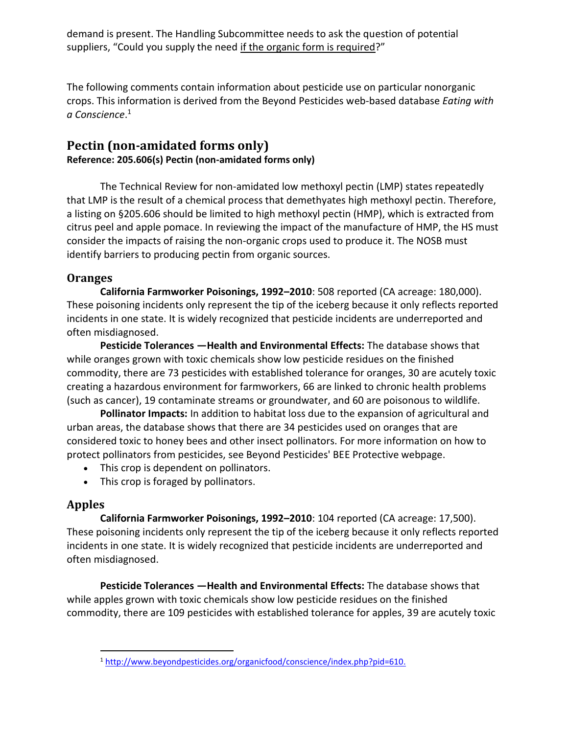demand is present. The Handling Subcommittee needs to ask the question of potential suppliers, "Could you supply the need if the organic form is required?"

The following comments contain information about pesticide use on particular nonorganic crops. This information is derived from the Beyond Pesticides web-based database *Eating with a Conscience*.[1]

## Pectin (non-amidated forms only)

**Reference: 205.606(s) Pectin (non-amidated forms only)**

The Technical Review for non-amidated low methoxyl pectin (LMP) states repeatedly that LMP is the result of a chemical process that demethyates high methoxyl pectin. Therefore, a listing on §205.606 should be limited to high methoxyl pectin (HMP), which is extracted from citrus peel and apple pomace. In reviewing the impact of the manufacture of HMP, the HS must consider the impacts of raising the non-organic crops used to produce it. The NOSB must identify barriers to producing pectin from organic sources.

### Oranges

**California Farmworker Poisonings, 1992–2010**: 508 reported (CA acreage: 180,000). These poisoning incidents only represent the tip of the iceberg because it only reflects reported incidents in one state. It is widely recognized that pesticide incidents are underreported and often misdiagnosed.

**Pesticide Tolerances —Health and Environmental Effects:** The database shows that while oranges grown with toxic chemicals show low pesticide residues on the finished commodity, there are 73 pesticides with established tolerance for oranges, 30 are acutely toxic creating a hazardous environment for farmworkers, 66 are linked to chronic health problems (such as cancer), 19 contaminate streams or groundwater, and 60 are poisonous to wildlife.

**Pollinator Impacts:** In addition to habitat loss due to the expansion of agricultural and urban areas, the database shows that there are 34 pesticides used on oranges that are considered toxic to honey bees and other insect pollinators. For more information on how to protect pollinators from pesticides, see Beyond Pesticides' BEE Protective webpage.

- This crop is dependent on pollinators.
- This crop is foraged by pollinators.

### Apples

**California Farmworker Poisonings, 1992–2010**: 104 reported (CA acreage: 17,500). These poisoning incidents only represent the tip of the iceberg because it only reflects reported incidents in one state. It is widely recognized that pesticide incidents are underreported and often misdiagnosed.

**Pesticide Tolerances —Health and Environmental Effects:** The database shows that while apples grown with toxic chemicals show low pesticide residues on the finished commodity, there are 109 pesticides with established tolerance for apples, 39 are acutely toxic

---

[1] http://www.beyondpesticides.org/organicfood/conscience/index.php?pid=610.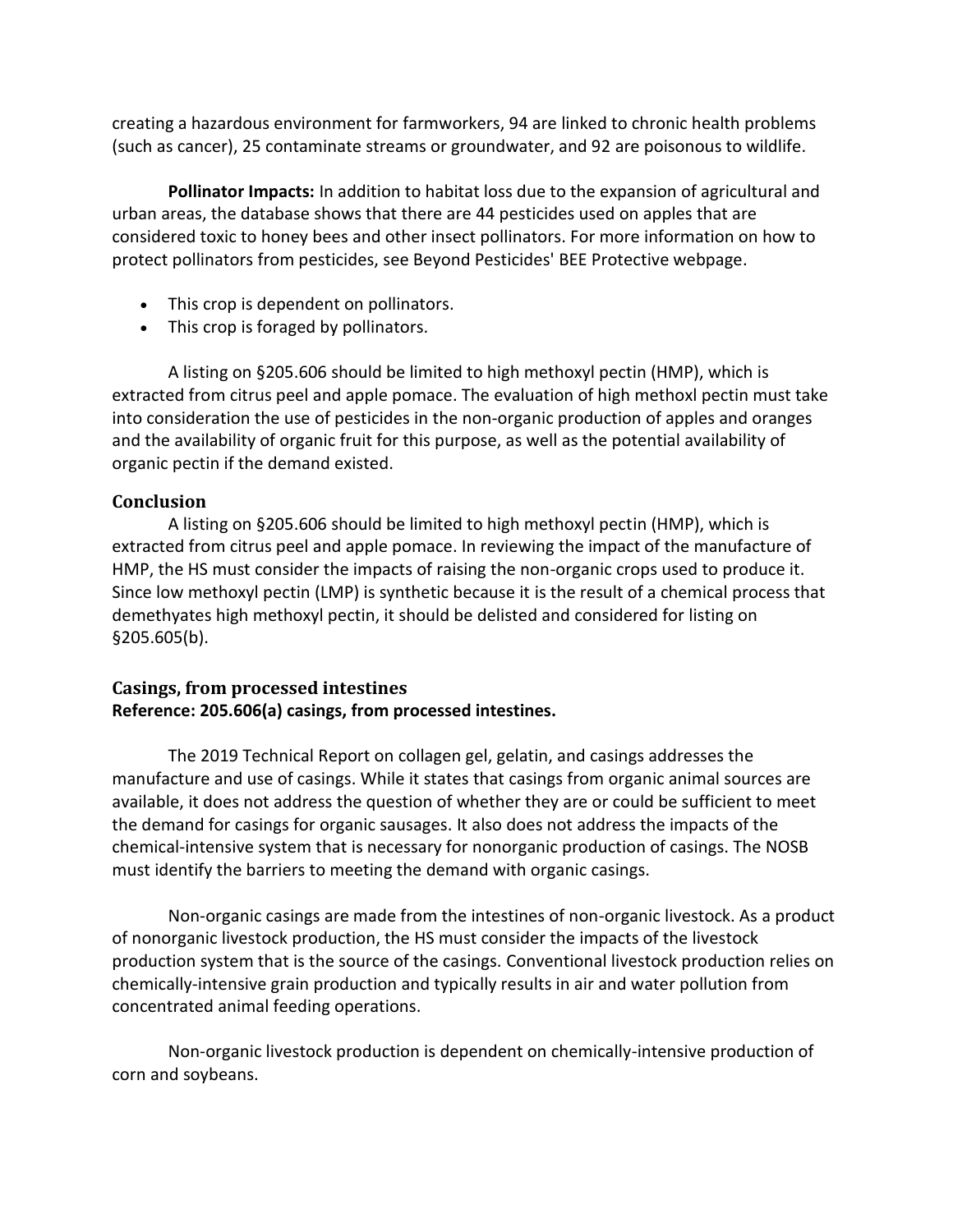creating a hazardous environment for farmworkers, 94 are linked to chronic health problems (such as cancer), 25 contaminate streams or groundwater, and 92 are poisonous to wildlife.

**Pollinator Impacts:** In addition to habitat loss due to the expansion of agricultural and urban areas, the database shows that there are 44 pesticides used on apples that are considered toxic to honey bees and other insect pollinators. For more information on how to protect pollinators from pesticides, see Beyond Pesticides' BEE Protective webpage.

- This crop is dependent on pollinators.
- This crop is foraged by pollinators.

A listing on §205.606 should be limited to high methoxyl pectin (HMP), which is extracted from citrus peel and apple pomace. The evaluation of high methoxl pectin must take into consideration the use of pesticides in the non-organic production of apples and oranges and the availability of organic fruit for this purpose, as well as the potential availability of organic pectin if the demand existed.

### Conclusion

A listing on §205.606 should be limited to high methoxyl pectin (HMP), which is extracted from citrus peel and apple pomace. In reviewing the impact of the manufacture of HMP, the HS must consider the impacts of raising the non-organic crops used to produce it. Since low methoxyl pectin (LMP) is synthetic because it is the result of a chemical process that demethyates high methoxyl pectin, it should be delisted and considered for listing on §205.605(b).

## Casings, from processed intestines

**Reference: 205.606(a) casings, from processed intestines.**

The 2019 Technical Report on collagen gel, gelatin, and casings addresses the manufacture and use of casings. While it states that casings from organic animal sources are available, it does not address the question of whether they are or could be sufficient to meet the demand for casings for organic sausages. It also does not address the impacts of the chemical-intensive system that is necessary for nonorganic production of casings. The NOSB must identify the barriers to meeting the demand with organic casings.

Non-organic casings are made from the intestines of non-organic livestock. As a product of nonorganic livestock production, the HS must consider the impacts of the livestock production system that is the source of the casings. Conventional livestock production relies on chemically-intensive grain production and typically results in air and water pollution from concentrated animal feeding operations.

Non-organic livestock production is dependent on chemically-intensive production of corn and soybeans.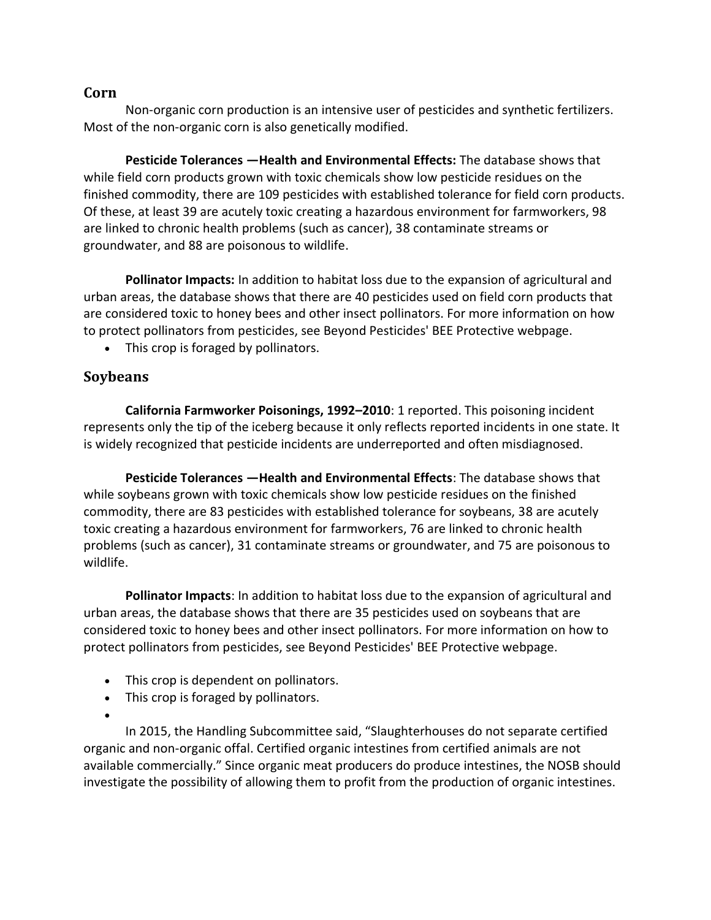## Corn

Non-organic corn production is an intensive user of pesticides and synthetic fertilizers. Most of the non-organic corn is also genetically modified.

**Pesticide Tolerances —Health and Environmental Effects:** The database shows that while field corn products grown with toxic chemicals show low pesticide residues on the finished commodity, there are 109 pesticides with established tolerance for field corn products. Of these, at least 39 are acutely toxic creating a hazardous environment for farmworkers, 98 are linked to chronic health problems (such as cancer), 38 contaminate streams or groundwater, and 88 are poisonous to wildlife.

**Pollinator Impacts:** In addition to habitat loss due to the expansion of agricultural and urban areas, the database shows that there are 40 pesticides used on field corn products that are considered toxic to honey bees and other insect pollinators. For more information on how to protect pollinators from pesticides, see Beyond Pesticides' BEE Protective webpage.

- This crop is foraged by pollinators.

## Soybeans

**California Farmworker Poisonings, 1992–2010**: 1 reported. This poisoning incident represents only the tip of the iceberg because it only reflects reported incidents in one state. It is widely recognized that pesticide incidents are underreported and often misdiagnosed.

**Pesticide Tolerances —Health and Environmental Effects**: The database shows that while soybeans grown with toxic chemicals show low pesticide residues on the finished commodity, there are 83 pesticides with established tolerance for soybeans, 38 are acutely toxic creating a hazardous environment for farmworkers, 76 are linked to chronic health problems (such as cancer), 31 contaminate streams or groundwater, and 75 are poisonous to wildlife.

**Pollinator Impacts**: In addition to habitat loss due to the expansion of agricultural and urban areas, the database shows that there are 35 pesticides used on soybeans that are considered toxic to honey bees and other insect pollinators. For more information on how to protect pollinators from pesticides, see Beyond Pesticides' BEE Protective webpage.

- This crop is dependent on pollinators.
- This crop is foraged by pollinators.

In 2015, the Handling Subcommittee said, "Slaughterhouses do not separate certified organic and non-organic offal. Certified organic intestines from certified animals are not available commercially." Since organic meat producers do produce intestines, the NOSB should investigate the possibility of allowing them to profit from the production of organic intestines.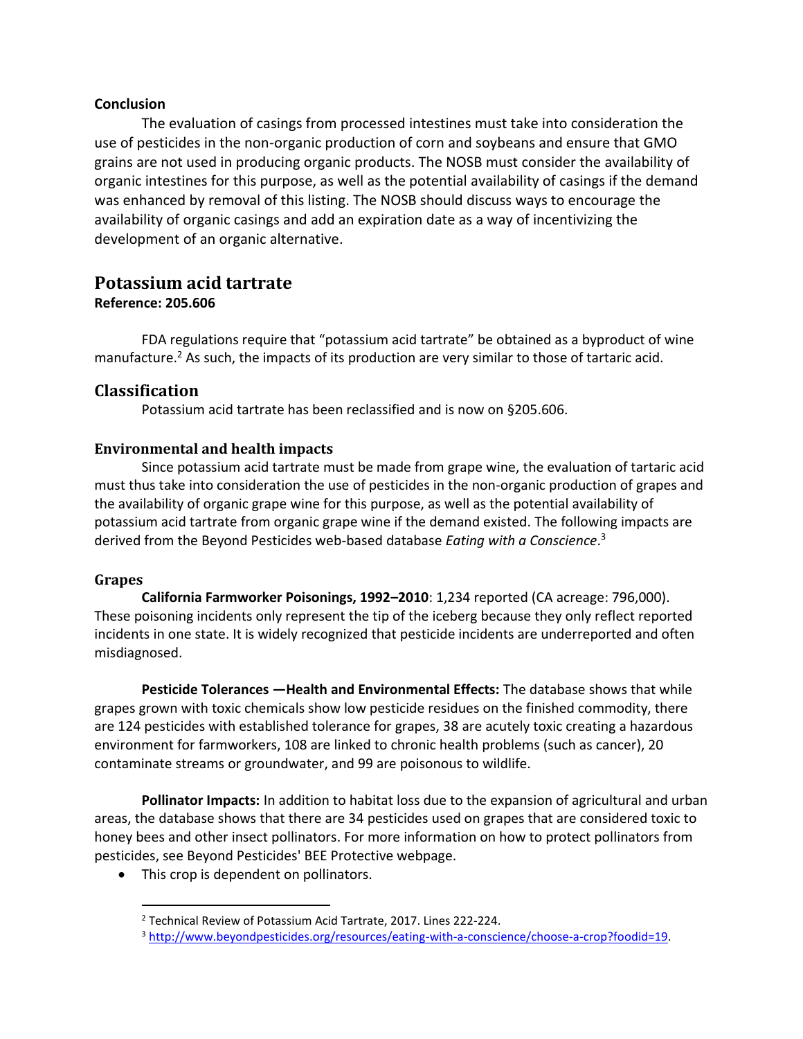**Conclusion**

The evaluation of casings from processed intestines must take into consideration the use of pesticides in the non-organic production of corn and soybeans and ensure that GMO grains are not used in producing organic products. The NOSB must consider the availability of organic intestines for this purpose, as well as the potential availability of casings if the demand was enhanced by removal of this listing. The NOSB should discuss ways to encourage the availability of organic casings and add an expiration date as a way of incentivizing the development of an organic alternative.

## Potassium acid tartrate

**Reference: 205.606**

FDA regulations require that "potassium acid tartrate" be obtained as a byproduct of wine manufacture.[2] As such, the impacts of its production are very similar to those of tartaric acid.

## Classification

Potassium acid tartrate has been reclassified and is now on §205.606.

### Environmental and health impacts

Since potassium acid tartrate must be made from grape wine, the evaluation of tartaric acid must thus take into consideration the use of pesticides in the non-organic production of grapes and the availability of organic grape wine for this purpose, as well as the potential availability of potassium acid tartrate from organic grape wine if the demand existed. The following impacts are derived from the Beyond Pesticides web-based database *Eating with a Conscience*.[3]

### Grapes

**California Farmworker Poisonings, 1992–2010**: 1,234 reported (CA acreage: 796,000). These poisoning incidents only represent the tip of the iceberg because they only reflect reported incidents in one state. It is widely recognized that pesticide incidents are underreported and often misdiagnosed.

**Pesticide Tolerances —Health and Environmental Effects:** The database shows that while grapes grown with toxic chemicals show low pesticide residues on the finished commodity, there are 124 pesticides with established tolerance for grapes, 38 are acutely toxic creating a hazardous environment for farmworkers, 108 are linked to chronic health problems (such as cancer), 20 contaminate streams or groundwater, and 99 are poisonous to wildlife.

**Pollinator Impacts:** In addition to habitat loss due to the expansion of agricultural and urban areas, the database shows that there are 34 pesticides used on grapes that are considered toxic to honey bees and other insect pollinators. For more information on how to protect pollinators from pesticides, see Beyond Pesticides' BEE Protective webpage.

- This crop is dependent on pollinators.

---

[2] Technical Review of Potassium Acid Tartrate, 2017. Lines 222-224.

[3] http://www.beyondpesticides.org/resources/eating-with-a-conscience/choose-a-crop?foodid=19.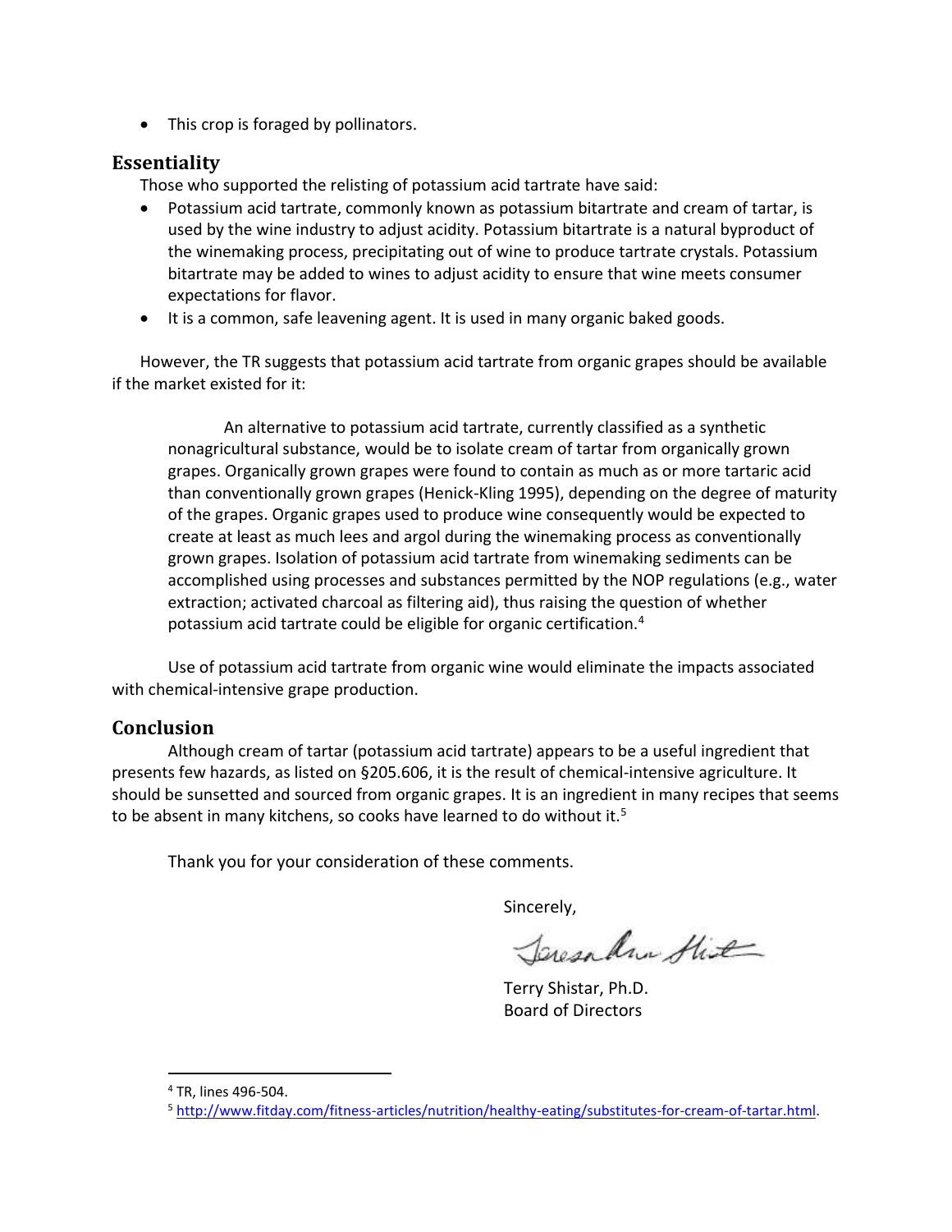- This crop is foraged by pollinators.

## Essentiality

Those who supported the relisting of potassium acid tartrate have said:

- Potassium acid tartrate, commonly known as potassium bitartrate and cream of tartar, is used by the wine industry to adjust acidity. Potassium bitartrate is a natural byproduct of the winemaking process, precipitating out of wine to produce tartrate crystals. Potassium bitartrate may be added to wines to adjust acidity to ensure that wine meets consumer expectations for flavor.
- It is a common, safe leavening agent. It is used in many organic baked goods.

However, the TR suggests that potassium acid tartrate from organic grapes should be available if the market existed for it:

> An alternative to potassium acid tartrate, currently classified as a synthetic nonagricultural substance, would be to isolate cream of tartar from organically grown grapes. Organically grown grapes were found to contain as much as or more tartaric acid than conventionally grown grapes (Henick-Kling 1995), depending on the degree of maturity of the grapes. Organic grapes used to produce wine consequently would be expected to create at least as much lees and argol during the winemaking process as conventionally grown grapes. Isolation of potassium acid tartrate from winemaking sediments can be accomplished using processes and substances permitted by the NOP regulations (e.g., water extraction; activated charcoal as filtering aid), thus raising the question of whether potassium acid tartrate could be eligible for organic certification.[4]

Use of potassium acid tartrate from organic wine would eliminate the impacts associated with chemical-intensive grape production.

## Conclusion

Although cream of tartar (potassium acid tartrate) appears to be a useful ingredient that presents few hazards, as listed on §205.606, it is the result of chemical-intensive agriculture. It should be sunsetted and sourced from organic grapes. It is an ingredient in many recipes that seems to be absent in many kitchens, so cooks have learned to do without it.[5]

Thank you for your consideration of these comments.

Sincerely,

Terry Shistar, Ph.D.
Board of Directors

---

[4] TR, lines 496-504.

[5] http://www.fitday.com/fitness-articles/nutrition/healthy-eating/substitutes-for-cream-of-tartar.html.